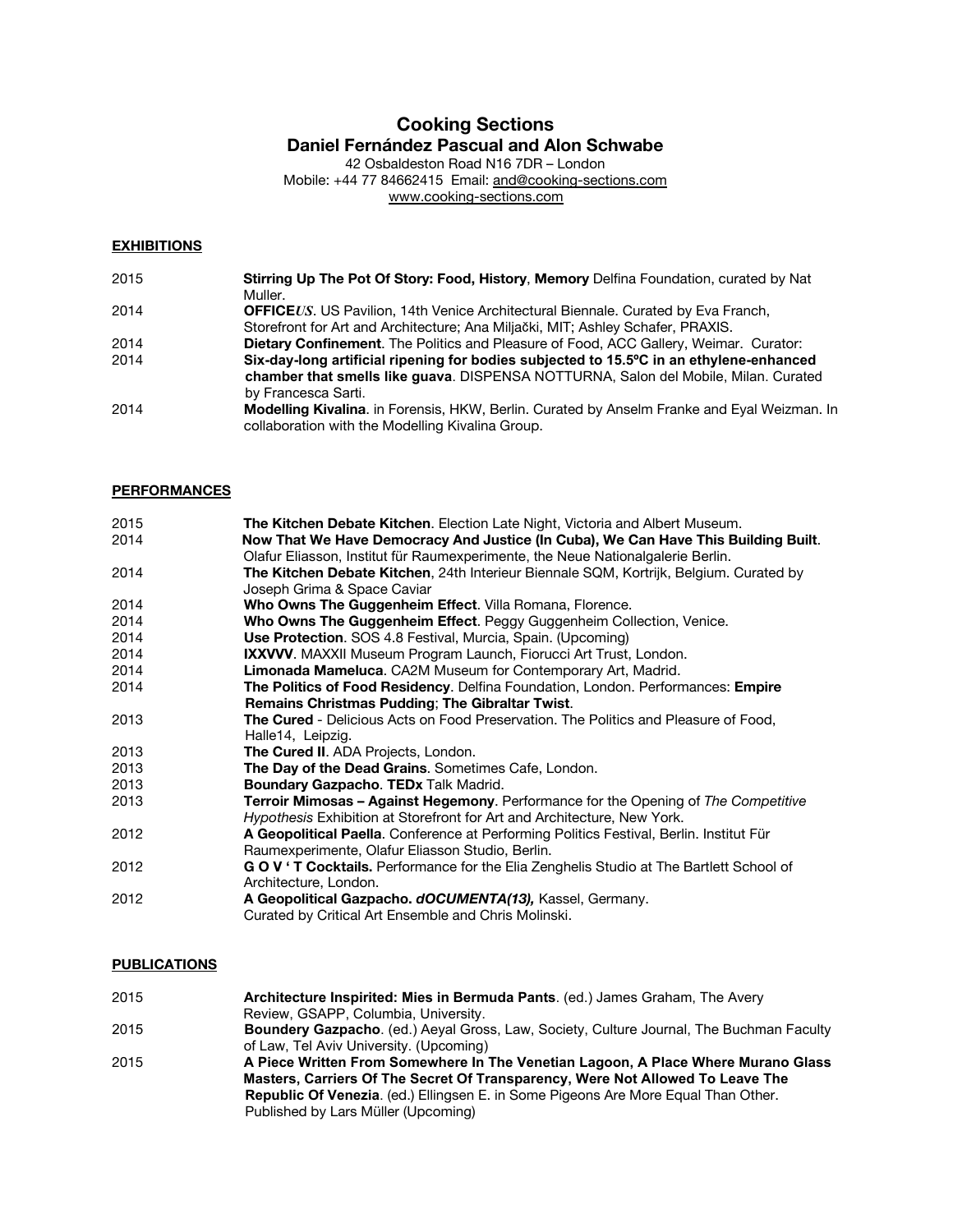# Cooking Sections
## Daniel Fernández Pascual and Alon Schwabe

42 Osbaldeston Road N16 7DR – London
Mobile: +44 77 84662415 Email: and@cooking-sections.com
www.cooking-sections.com

### EXHIBITIONS

2015 **Stirring Up The Pot Of Story: Food, History**, **Memory** Delfina Foundation, curated by Nat Muller.

2014 **OFFICE*US***. US Pavilion, 14th Venice Architectural Biennale. Curated by Eva Franch, Storefront for Art and Architecture; Ana Miljački, MIT; Ashley Schafer, PRAXIS.

2014 **Dietary Confinement**. The Politics and Pleasure of Food, ACC Gallery, Weimar. Curator:

2014 **Six-day-long artificial ripening for bodies subjected to 15.5ºC in an ethylene-enhanced chamber that smells like guava**. DISPENSA NOTTURNA, Salon del Mobile, Milan. Curated by Francesca Sarti.

2014 **Modelling Kivalina**. in Forensis, HKW, Berlin. Curated by Anselm Franke and Eyal Weizman. In collaboration with the Modelling Kivalina Group.

### PERFORMANCES

2015 **The Kitchen Debate Kitchen**. Election Late Night, Victoria and Albert Museum.

2014 **Now That We Have Democracy And Justice (In Cuba), We Can Have This Building Built**. Olafur Eliasson, Institut für Raumexperimente, the Neue Nationalgalerie Berlin.

2014 **The Kitchen Debate Kitchen**, 24th Interieur Biennale SQM, Kortrijk, Belgium. Curated by Joseph Grima & Space Caviar

2014 **Who Owns The Guggenheim Effect**. Villa Romana, Florence.

2014 **Who Owns The Guggenheim Effect**. Peggy Guggenheim Collection, Venice.

2014 **Use Protection**. SOS 4.8 Festival, Murcia, Spain. (Upcoming)

2014 **IXXVVV**. MAXXII Museum Program Launch, Fiorucci Art Trust, London.

2014 **Limonada Mameluca**. CA2M Museum for Contemporary Art, Madrid.

2014 **The Politics of Food Residency**. Delfina Foundation, London. Performances: **Empire Remains Christmas Pudding**; **The Gibraltar Twist**.

2013 **The Cured** - Delicious Acts on Food Preservation. The Politics and Pleasure of Food, Halle14, Leipzig.

2013 **The Cured II**. ADA Projects, London.

2013 **The Day of the Dead Grains**. Sometimes Cafe, London.

2013 **Boundary Gazpacho**. **TEDx** Talk Madrid.

2013 **Terroir Mimosas – Against Hegemony**. Performance for the Opening of *The Competitive Hypothesis* Exhibition at Storefront for Art and Architecture, New York.

2012 **A Geopolitical Paella**. Conference at Performing Politics Festival, Berlin. Institut Für Raumexperimente, Olafur Eliasson Studio, Berlin.

2012 **G O V ' T Cocktails.** Performance for the Elia Zenghelis Studio at The Bartlett School of Architecture, London.

2012 **A Geopolitical Gazpacho. *dOCUMENTA(13),*** Kassel, Germany. Curated by Critical Art Ensemble and Chris Molinski.

### PUBLICATIONS

2015 **Architecture Inspirited: Mies in Bermuda Pants**. (ed.) James Graham, The Avery Review, GSAPP, Columbia, University.

2015 **Boundery Gazpacho**. (ed.) Aeyal Gross, Law, Society, Culture Journal, The Buchman Faculty of Law, Tel Aviv University. (Upcoming)

2015 **A Piece Written From Somewhere In The Venetian Lagoon, A Place Where Murano Glass Masters, Carriers Of The Secret Of Transparency, Were Not Allowed To Leave The Republic Of Venezia**. (ed.) Ellingsen E. in Some Pigeons Are More Equal Than Other. Published by Lars Müller (Upcoming)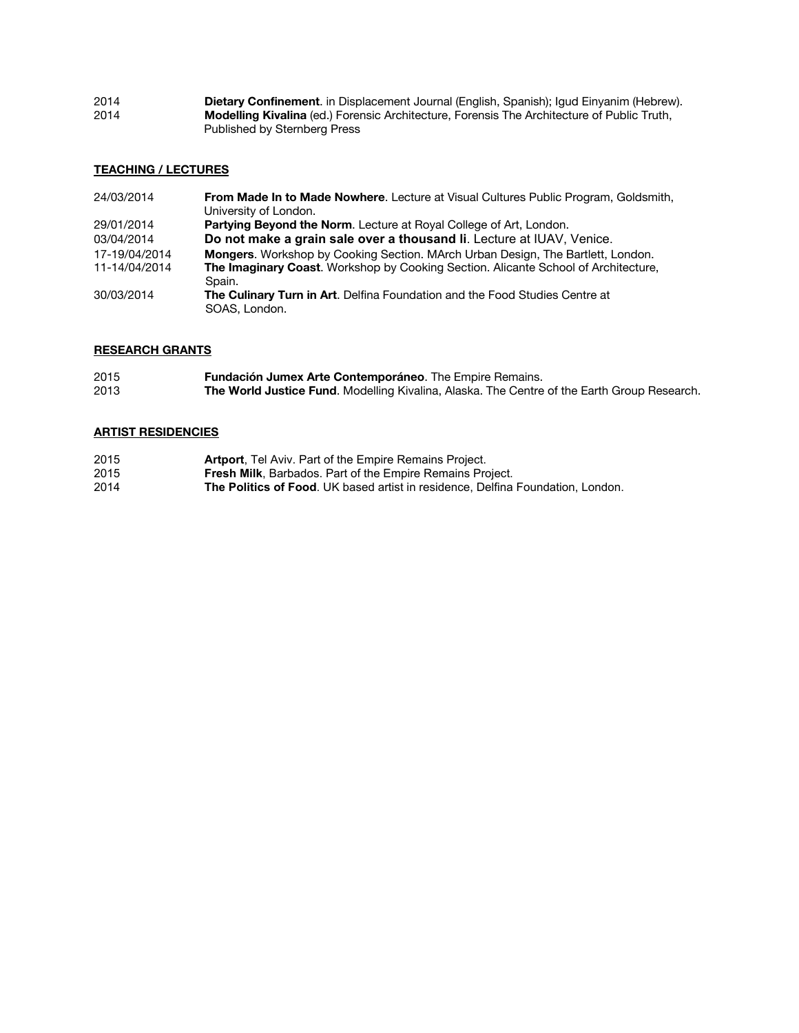| | |
|---|---|
| 2014 | **Dietary Confinement**. in Displacement Journal (English, Spanish); Igud Einyanim (Hebrew). |
| 2014 | **Modelling Kivalina** (ed.) Forensic Architecture, Forensis The Architecture of Public Truth, Published by Sternberg Press |

**TEACHING / LECTURES**

| | |
|---|---|
| 24/03/2014 | **From Made In to Made Nowhere**. Lecture at Visual Cultures Public Program, Goldsmith, University of London. |
| 29/01/2014 | **Partying Beyond the Norm**. Lecture at Royal College of Art, London. |
| 03/04/2014 | **Do not make a grain sale over a thousand li**. Lecture at IUAV, Venice. |
| 17-19/04/2014 | **Mongers**. Workshop by Cooking Section. MArch Urban Design, The Bartlett, London. |
| 11-14/04/2014 | **The Imaginary Coast**. Workshop by Cooking Section. Alicante School of Architecture, Spain. |
| 30/03/2014 | **The Culinary Turn in Art**. Delfina Foundation and the Food Studies Centre at SOAS, London. |

**RESEARCH GRANTS**

| | |
|---|---|
| 2015 | **Fundación Jumex Arte Contemporáneo**. The Empire Remains. |
| 2013 | **The World Justice Fund**. Modelling Kivalina, Alaska. The Centre of the Earth Group Research. |

**ARTIST RESIDENCIES**

| | |
|---|---|
| 2015 | **Artport**, Tel Aviv. Part of the Empire Remains Project. |
| 2015 | **Fresh Milk**, Barbados. Part of the Empire Remains Project. |
| 2014 | **The Politics of Food**. UK based artist in residence, Delfina Foundation, London. |